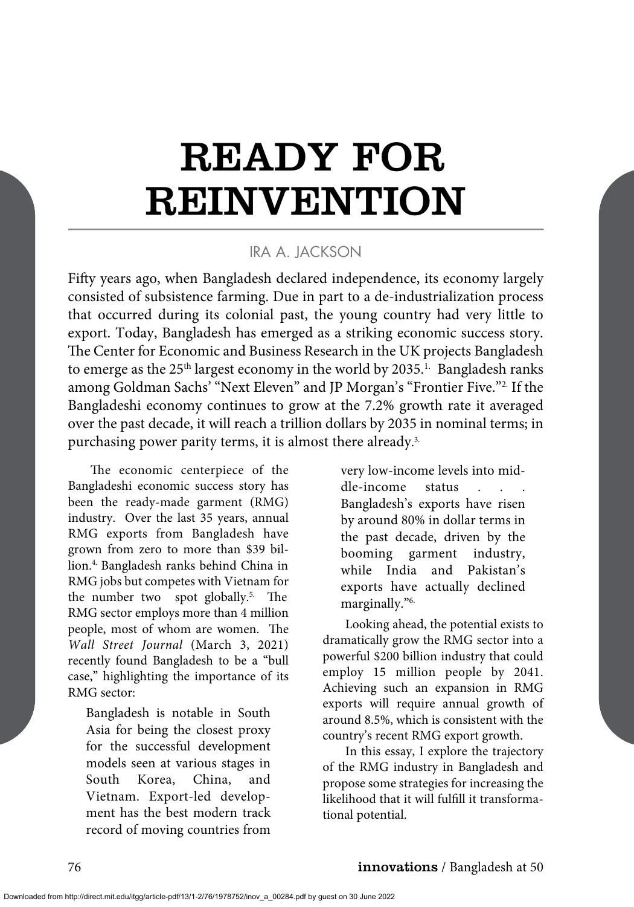# READY FOR REINVENTION

IRA A. JACKSON

Fifty years ago, when Bangladesh declared independence, its economy largely consisted of subsistence farming. Due in part to a de-industrialization process that occurred during its colonial past, the young country had very little to export. Today, Bangladesh has emerged as a striking economic success story. The Center for Economic and Business Research in the UK projects Bangladesh to emerge as the 25th largest economy in the world by 2035.[1] Bangladesh ranks among Goldman Sachs' "Next Eleven" and JP Morgan's "Frontier Five."[2] If the Bangladeshi economy continues to grow at the 7.2% growth rate it averaged over the past decade, it will reach a trillion dollars by 2035 in nominal terms; in purchasing power parity terms, it is almost there already.[3]

The economic centerpiece of the Bangladeshi economic success story has been the ready-made garment (RMG) industry. Over the last 35 years, annual RMG exports from Bangladesh have grown from zero to more than $39 billion.[4] Bangladesh ranks behind China in RMG jobs but competes with Vietnam for the number two spot globally.[5] The RMG sector employs more than 4 million people, most of whom are women. The *Wall Street Journal* (March 3, 2021) recently found Bangladesh to be a "bull case," highlighting the importance of its RMG sector:

> Bangladesh is notable in South Asia for being the closest proxy for the successful development models seen at various stages in South Korea, China, and Vietnam. Export-led development has the best modern track record of moving countries from very low-income levels into middle-income status . . . Bangladesh's exports have risen by around 80% in dollar terms in the past decade, driven by the booming garment industry, while India and Pakistan's exports have actually declined marginally."[6]

Looking ahead, the potential exists to dramatically grow the RMG sector into a powerful $200 billion industry that could employ 15 million people by 2041. Achieving such an expansion in RMG exports will require annual growth of around 8.5%, which is consistent with the country's recent RMG export growth.

In this essay, I explore the trajectory of the RMG industry in Bangladesh and propose some strategies for increasing the likelihood that it will fulfill it transformational potential.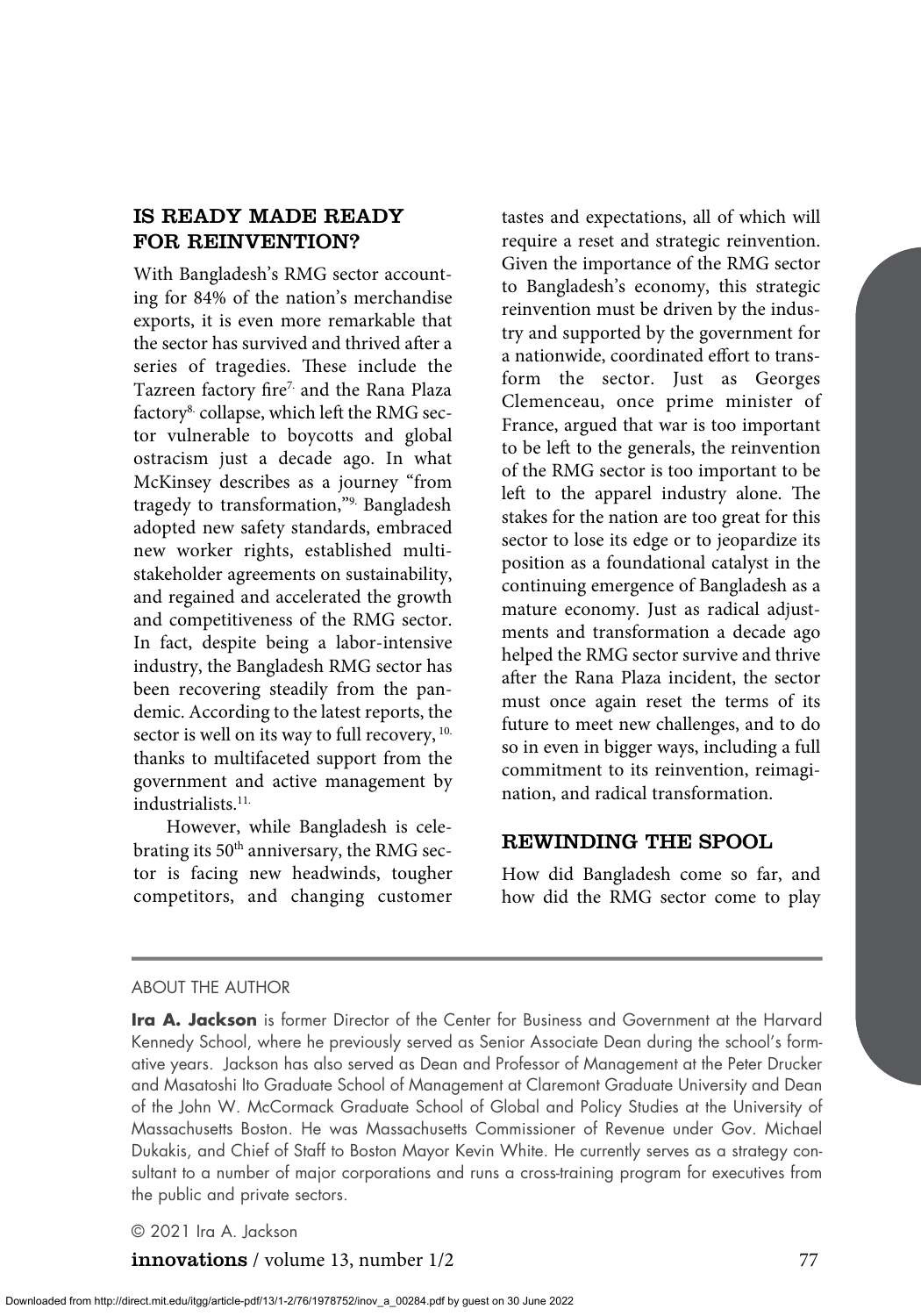## IS READY MADE READY FOR REINVENTION?

With Bangladesh's RMG sector accounting for 84% of the nation's merchandise exports, it is even more remarkable that the sector has survived and thrived after a series of tragedies. These include the Tazreen factory fire[7] and the Rana Plaza factory[8] collapse, which left the RMG sector vulnerable to boycotts and global ostracism just a decade ago. In what McKinsey describes as a journey "from tragedy to transformation,"[9] Bangladesh adopted new safety standards, embraced new worker rights, established multi-stakeholder agreements on sustainability, and regained and accelerated the growth and competitiveness of the RMG sector. In fact, despite being a labor-intensive industry, the Bangladesh RMG sector has been recovering steadily from the pandemic. According to the latest reports, the sector is well on its way to full recovery, [10] thanks to multifaceted support from the government and active management by industrialists.[11]

However, while Bangladesh is celebrating its 50th anniversary, the RMG sector is facing new headwinds, tougher competitors, and changing customer tastes and expectations, all of which will require a reset and strategic reinvention. Given the importance of the RMG sector to Bangladesh's economy, this strategic reinvention must be driven by the industry and supported by the government for a nationwide, coordinated effort to transform the sector. Just as Georges Clemenceau, once prime minister of France, argued that war is too important to be left to the generals, the reinvention of the RMG sector is too important to be left to the apparel industry alone. The stakes for the nation are too great for this sector to lose its edge or to jeopardize its position as a foundational catalyst in the continuing emergence of Bangladesh as a mature economy. Just as radical adjustments and transformation a decade ago helped the RMG sector survive and thrive after the Rana Plaza incident, the sector must once again reset the terms of its future to meet new challenges, and to do so in even in bigger ways, including a full commitment to its reinvention, reimagination, and radical transformation.

## REWINDING THE SPOOL

How did Bangladesh come so far, and how did the RMG sector come to play

---

ABOUT THE AUTHOR

**Ira A. Jackson** is former Director of the Center for Business and Government at the Harvard Kennedy School, where he previously served as Senior Associate Dean during the school's formative years. Jackson has also served as Dean and Professor of Management at the Peter Drucker and Masatoshi Ito Graduate School of Management at Claremont Graduate University and Dean of the John W. McCormack Graduate School of Global and Policy Studies at the University of Massachusetts Boston. He was Massachusetts Commissioner of Revenue under Gov. Michael Dukakis, and Chief of Staff to Boston Mayor Kevin White. He currently serves as a strategy consultant to a number of major corporations and runs a cross-training program for executives from the public and private sectors.

© 2021 Ira A. Jackson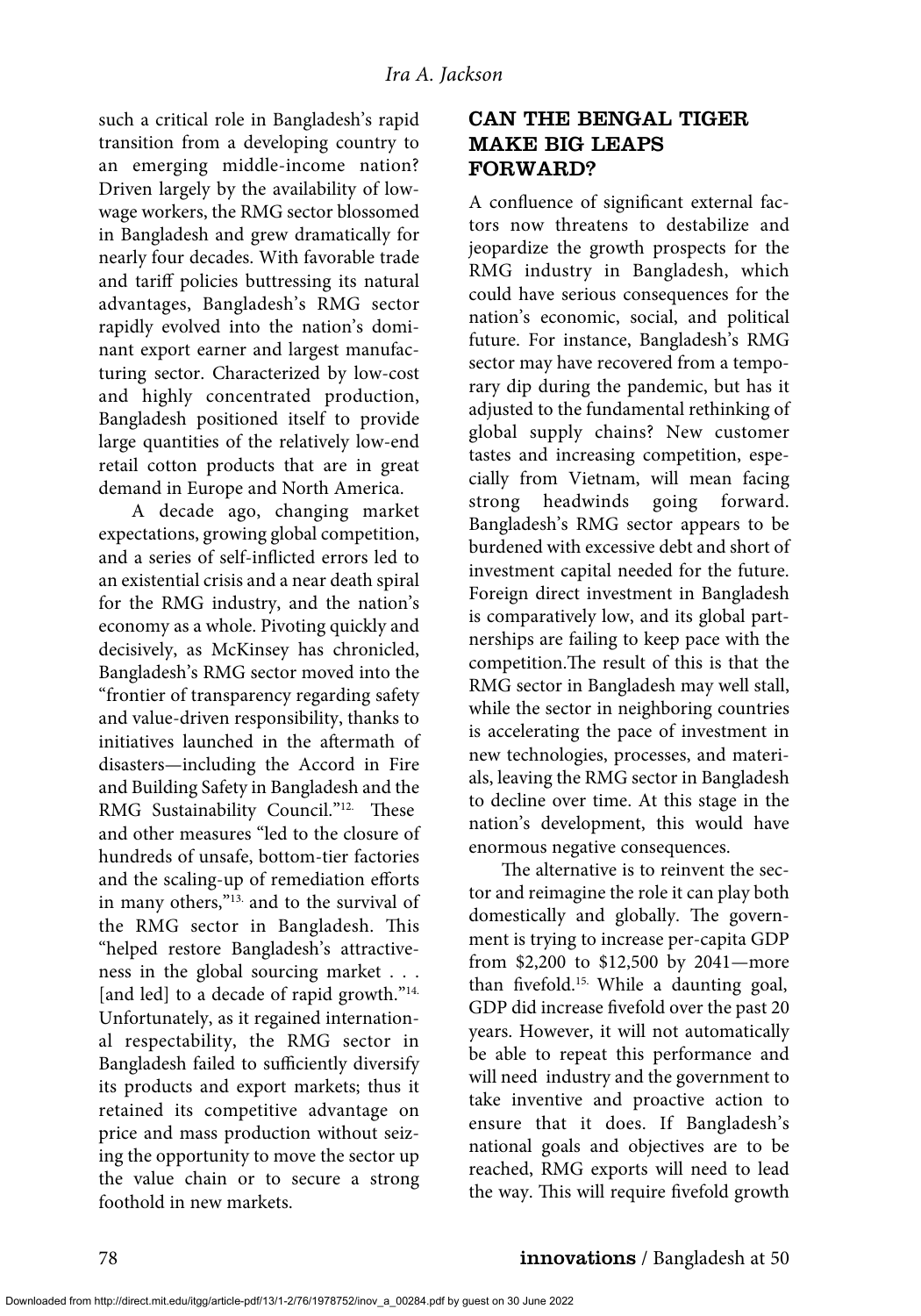such a critical role in Bangladesh's rapid transition from a developing country to an emerging middle-income nation? Driven largely by the availability of low-wage workers, the RMG sector blossomed in Bangladesh and grew dramatically for nearly four decades. With favorable trade and tariff policies buttressing its natural advantages, Bangladesh's RMG sector rapidly evolved into the nation's dominant export earner and largest manufacturing sector. Characterized by low-cost and highly concentrated production, Bangladesh positioned itself to provide large quantities of the relatively low-end retail cotton products that are in great demand in Europe and North America.

A decade ago, changing market expectations, growing global competition, and a series of self-inflicted errors led to an existential crisis and a near death spiral for the RMG industry, and the nation's economy as a whole. Pivoting quickly and decisively, as McKinsey has chronicled, Bangladesh's RMG sector moved into the "frontier of transparency regarding safety and value-driven responsibility, thanks to initiatives launched in the aftermath of disasters—including the Accord in Fire and Building Safety in Bangladesh and the RMG Sustainability Council."[12] These and other measures "led to the closure of hundreds of unsafe, bottom-tier factories and the scaling-up of remediation efforts in many others,"[13] and to the survival of the RMG sector in Bangladesh. This "helped restore Bangladesh's attractiveness in the global sourcing market . . . [and led] to a decade of rapid growth."[14] Unfortunately, as it regained international respectability, the RMG sector in Bangladesh failed to sufficiently diversify its products and export markets; thus it retained its competitive advantage on price and mass production without seizing the opportunity to move the sector up the value chain or to secure a strong foothold in new markets.

## CAN THE BENGAL TIGER MAKE BIG LEAPS FORWARD?

A confluence of significant external factors now threatens to destabilize and jeopardize the growth prospects for the RMG industry in Bangladesh, which could have serious consequences for the nation's economic, social, and political future. For instance, Bangladesh's RMG sector may have recovered from a temporary dip during the pandemic, but has it adjusted to the fundamental rethinking of global supply chains? New customer tastes and increasing competition, especially from Vietnam, will mean facing strong headwinds going forward. Bangladesh's RMG sector appears to be burdened with excessive debt and short of investment capital needed for the future. Foreign direct investment in Bangladesh is comparatively low, and its global partnerships are failing to keep pace with the competition. The result of this is that the RMG sector in Bangladesh may well stall, while the sector in neighboring countries is accelerating the pace of investment in new technologies, processes, and materials, leaving the RMG sector in Bangladesh to decline over time. At this stage in the nation's development, this would have enormous negative consequences.

The alternative is to reinvent the sector and reimagine the role it can play both domestically and globally. The government is trying to increase per-capita GDP from $2,200 to $12,500 by 2041—more than fivefold.[15] While a daunting goal, GDP did increase fivefold over the past 20 years. However, it will not automatically be able to repeat this performance and will need industry and the government to take inventive and proactive action to ensure that it does. If Bangladesh's national goals and objectives are to be reached, RMG exports will need to lead the way. This will require fivefold growth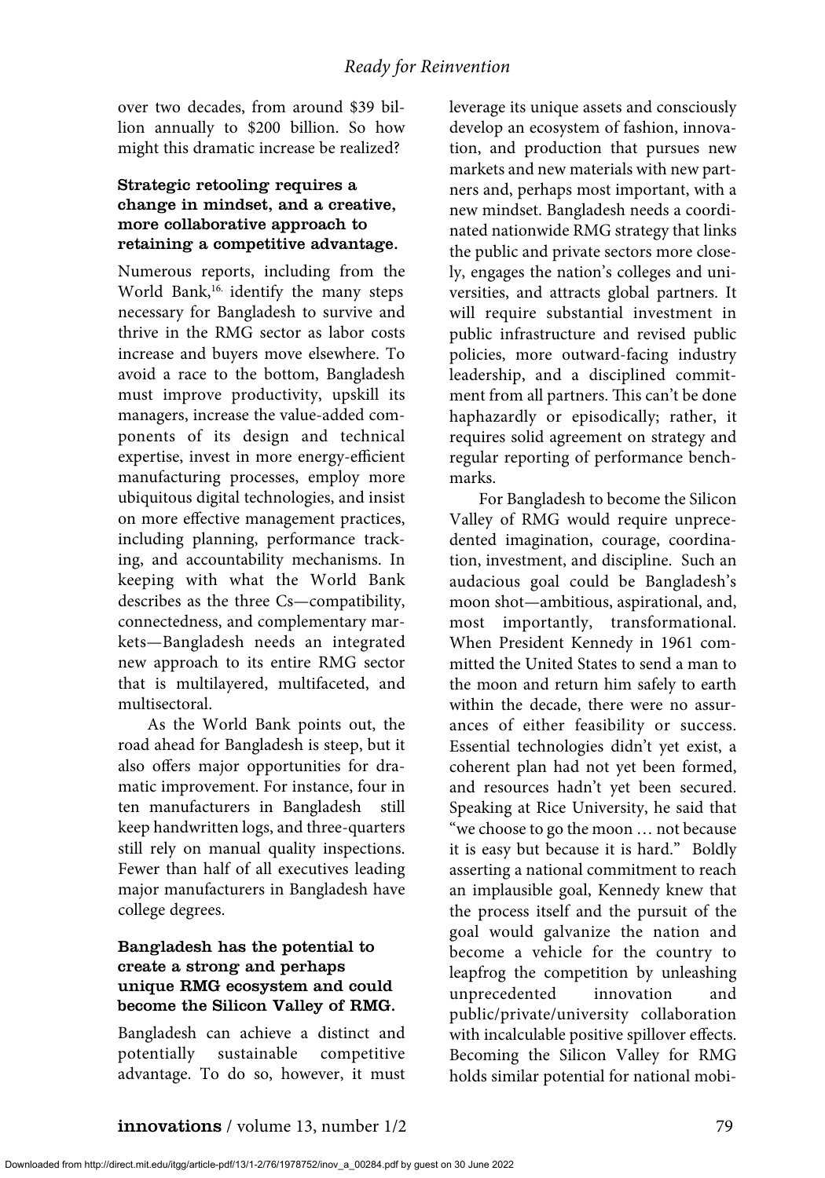over two decades, from around $39 billion annually to $200 billion. So how might this dramatic increase be realized?

### Strategic retooling requires a change in mindset, and a creative, more collaborative approach to retaining a competitive advantage.

Numerous reports, including from the World Bank,[16] identify the many steps necessary for Bangladesh to survive and thrive in the RMG sector as labor costs increase and buyers move elsewhere. To avoid a race to the bottom, Bangladesh must improve productivity, upskill its managers, increase the value-added components of its design and technical expertise, invest in more energy-efficient manufacturing processes, employ more ubiquitous digital technologies, and insist on more effective management practices, including planning, performance tracking, and accountability mechanisms. In keeping with what the World Bank describes as the three Cs—compatibility, connectedness, and complementary markets—Bangladesh needs an integrated new approach to its entire RMG sector that is multilayered, multifaceted, and multisectoral.

As the World Bank points out, the road ahead for Bangladesh is steep, but it also offers major opportunities for dramatic improvement. For instance, four in ten manufacturers in Bangladesh still keep handwritten logs, and three-quarters still rely on manual quality inspections. Fewer than half of all executives leading major manufacturers in Bangladesh have college degrees.

### Bangladesh has the potential to create a strong and perhaps unique RMG ecosystem and could become the Silicon Valley of RMG.

Bangladesh can achieve a distinct and potentially sustainable competitive advantage. To do so, however, it must leverage its unique assets and consciously develop an ecosystem of fashion, innovation, and production that pursues new markets and new materials with new partners and, perhaps most important, with a new mindset. Bangladesh needs a coordinated nationwide RMG strategy that links the public and private sectors more closely, engages the nation's colleges and universities, and attracts global partners. It will require substantial investment in public infrastructure and revised public policies, more outward-facing industry leadership, and a disciplined commitment from all partners. This can't be done haphazardly or episodically; rather, it requires solid agreement on strategy and regular reporting of performance benchmarks.

For Bangladesh to become the Silicon Valley of RMG would require unprecedented imagination, courage, coordination, investment, and discipline. Such an audacious goal could be Bangladesh's moon shot—ambitious, aspirational, and, most importantly, transformational. When President Kennedy in 1961 committed the United States to send a man to the moon and return him safely to earth within the decade, there were no assurances of either feasibility or success. Essential technologies didn't yet exist, a coherent plan had not yet been formed, and resources hadn't yet been secured. Speaking at Rice University, he said that "we choose to go the moon … not because it is easy but because it is hard." Boldly asserting a national commitment to reach an implausible goal, Kennedy knew that the process itself and the pursuit of the goal would galvanize the nation and become a vehicle for the country to leapfrog the competition by unleashing unprecedented innovation and public/private/university collaboration with incalculable positive spillover effects. Becoming the Silicon Valley for RMG holds similar potential for national mobi-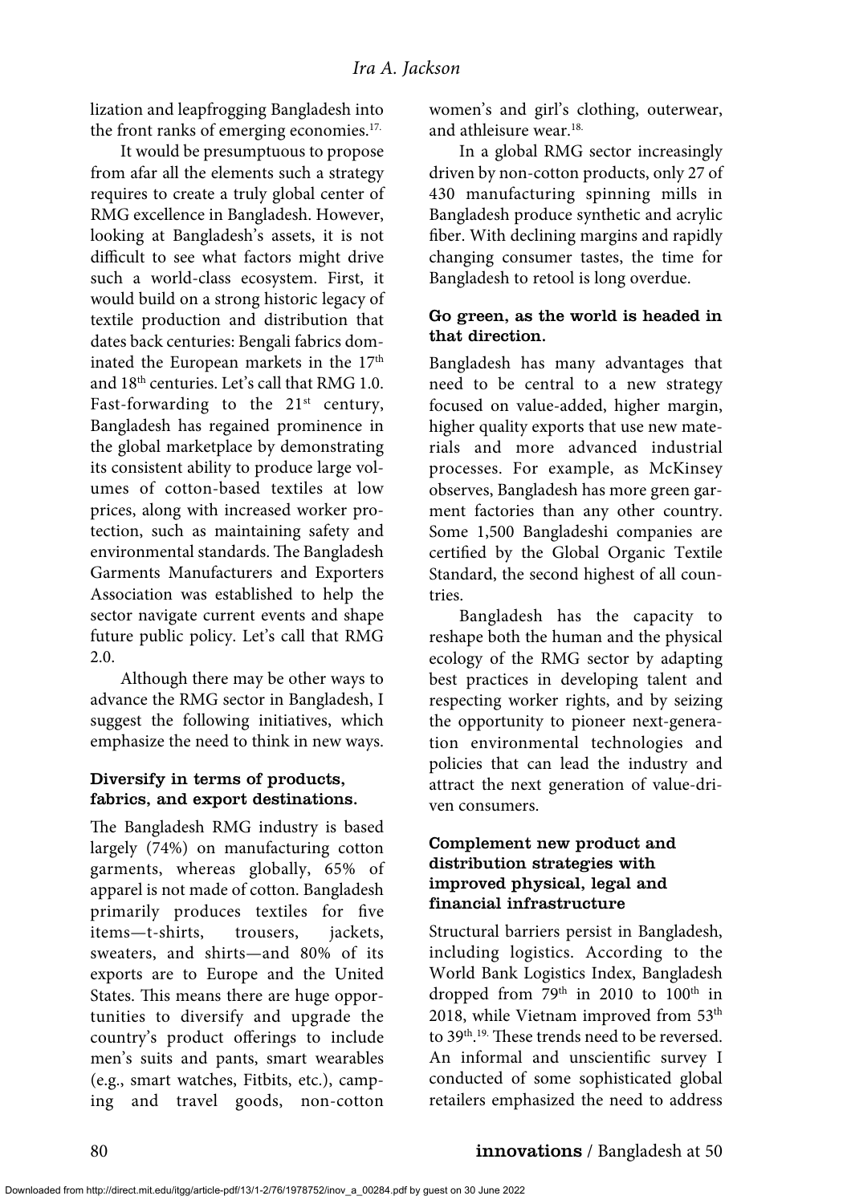lization and leapfrogging Bangladesh into the front ranks of emerging economies.[17]

It would be presumptuous to propose from afar all the elements such a strategy requires to create a truly global center of RMG excellence in Bangladesh. However, looking at Bangladesh's assets, it is not difficult to see what factors might drive such a world-class ecosystem. First, it would build on a strong historic legacy of textile production and distribution that dates back centuries: Bengali fabrics dominated the European markets in the 17th and 18th centuries. Let's call that RMG 1.0. Fast-forwarding to the 21st century, Bangladesh has regained prominence in the global marketplace by demonstrating its consistent ability to produce large volumes of cotton-based textiles at low prices, along with increased worker protection, such as maintaining safety and environmental standards. The Bangladesh Garments Manufacturers and Exporters Association was established to help the sector navigate current events and shape future public policy. Let's call that RMG 2.0.

Although there may be other ways to advance the RMG sector in Bangladesh, I suggest the following initiatives, which emphasize the need to think in new ways.

### Diversify in terms of products, fabrics, and export destinations.

The Bangladesh RMG industry is based largely (74%) on manufacturing cotton garments, whereas globally, 65% of apparel is not made of cotton. Bangladesh primarily produces textiles for five items—t-shirts, trousers, jackets, sweaters, and shirts—and 80% of its exports are to Europe and the United States. This means there are huge opportunities to diversify and upgrade the country's product offerings to include men's suits and pants, smart wearables (e.g., smart watches, Fitbits, etc.), camping and travel goods, non-cotton women's and girl's clothing, outerwear, and athleisure wear.[18]

In a global RMG sector increasingly driven by non-cotton products, only 27 of 430 manufacturing spinning mills in Bangladesh produce synthetic and acrylic fiber. With declining margins and rapidly changing consumer tastes, the time for Bangladesh to retool is long overdue.

### Go green, as the world is headed in that direction.

Bangladesh has many advantages that need to be central to a new strategy focused on value-added, higher margin, higher quality exports that use new materials and more advanced industrial processes. For example, as McKinsey observes, Bangladesh has more green garment factories than any other country. Some 1,500 Bangladeshi companies are certified by the Global Organic Textile Standard, the second highest of all countries.

Bangladesh has the capacity to reshape both the human and the physical ecology of the RMG sector by adapting best practices in developing talent and respecting worker rights, and by seizing the opportunity to pioneer next-generation environmental technologies and policies that can lead the industry and attract the next generation of value-driven consumers.

### Complement new product and distribution strategies with improved physical, legal and financial infrastructure

Structural barriers persist in Bangladesh, including logistics. According to the World Bank Logistics Index, Bangladesh dropped from 79th in 2010 to 100th in 2018, while Vietnam improved from 53rd to 39th.[19] These trends need to be reversed. An informal and unscientific survey I conducted of some sophisticated global retailers emphasized the need to address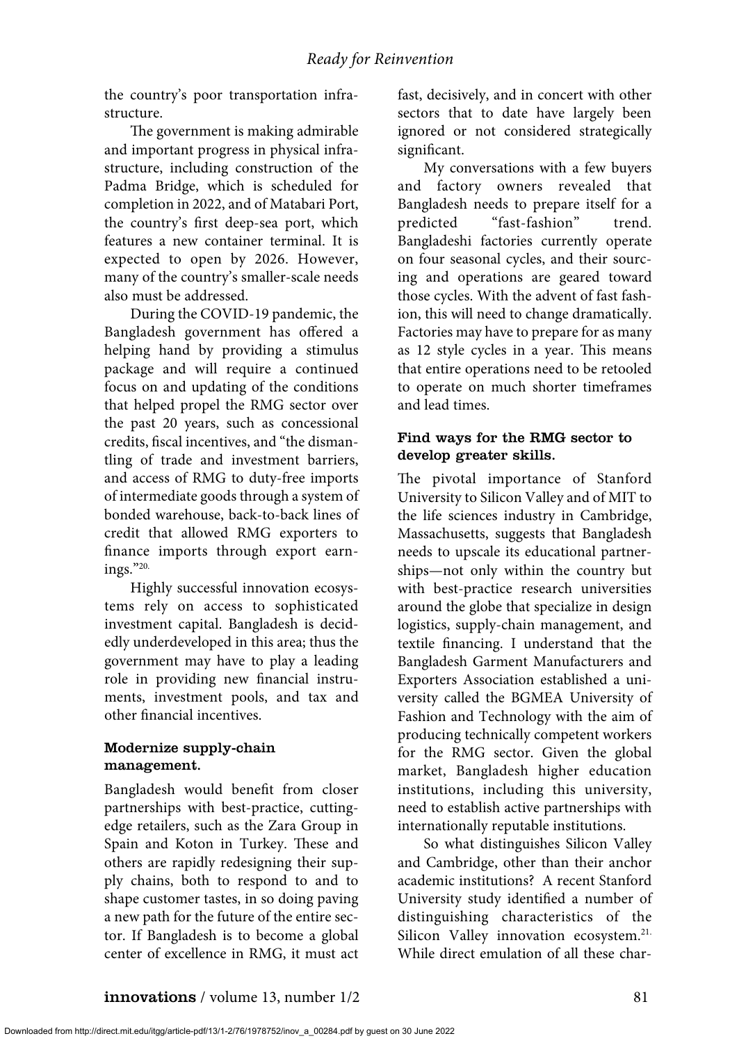the country's poor transportation infrastructure.

The government is making admirable and important progress in physical infrastructure, including construction of the Padma Bridge, which is scheduled for completion in 2022, and of Matabari Port, the country's first deep-sea port, which features a new container terminal. It is expected to open by 2026. However, many of the country's smaller-scale needs also must be addressed.

During the COVID-19 pandemic, the Bangladesh government has offered a helping hand by providing a stimulus package and will require a continued focus on and updating of the conditions that helped propel the RMG sector over the past 20 years, such as concessional credits, fiscal incentives, and "the dismantling of trade and investment barriers, and access of RMG to duty-free imports of intermediate goods through a system of bonded warehouse, back-to-back lines of credit that allowed RMG exporters to finance imports through export earnings."[20]

Highly successful innovation ecosystems rely on access to sophisticated investment capital. Bangladesh is decidedly underdeveloped in this area; thus the government may have to play a leading role in providing new financial instruments, investment pools, and tax and other financial incentives.

### Modernize supply-chain management.

Bangladesh would benefit from closer partnerships with best-practice, cutting-edge retailers, such as the Zara Group in Spain and Koton in Turkey. These and others are rapidly redesigning their supply chains, both to respond to and to shape customer tastes, in so doing paving a new path for the future of the entire sector. If Bangladesh is to become a global center of excellence in RMG, it must act fast, decisively, and in concert with other sectors that to date have largely been ignored or not considered strategically significant.

My conversations with a few buyers and factory owners revealed that Bangladesh needs to prepare itself for a predicted "fast-fashion" trend. Bangladeshi factories currently operate on four seasonal cycles, and their sourcing and operations are geared toward those cycles. With the advent of fast fashion, this will need to change dramatically. Factories may have to prepare for as many as 12 style cycles in a year. This means that entire operations need to be retooled to operate on much shorter timeframes and lead times.

### Find ways for the RMG sector to develop greater skills.

The pivotal importance of Stanford University to Silicon Valley and of MIT to the life sciences industry in Cambridge, Massachusetts, suggests that Bangladesh needs to upscale its educational partnerships—not only within the country but with best-practice research universities around the globe that specialize in design logistics, supply-chain management, and textile financing. I understand that the Bangladesh Garment Manufacturers and Exporters Association established a university called the BGMEA University of Fashion and Technology with the aim of producing technically competent workers for the RMG sector. Given the global market, Bangladesh higher education institutions, including this university, need to establish active partnerships with internationally reputable institutions.

So what distinguishes Silicon Valley and Cambridge, other than their anchor academic institutions? A recent Stanford University study identified a number of distinguishing characteristics of the Silicon Valley innovation ecosystem.[21] While direct emulation of all these char-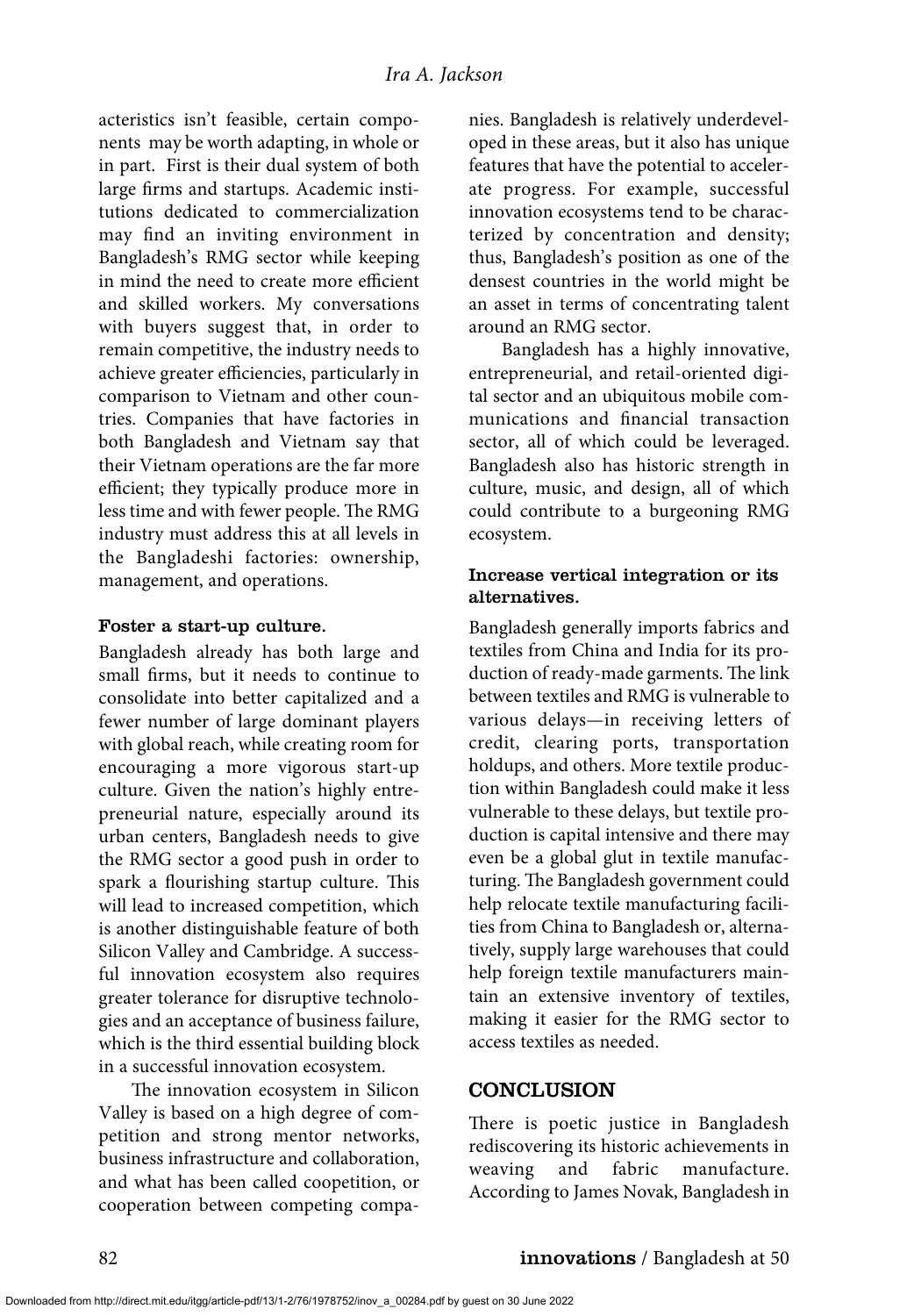acteristics isn't feasible, certain components may be worth adapting, in whole or in part. First is their dual system of both large firms and startups. Academic institutions dedicated to commercialization may find an inviting environment in Bangladesh's RMG sector while keeping in mind the need to create more efficient and skilled workers. My conversations with buyers suggest that, in order to remain competitive, the industry needs to achieve greater efficiencies, particularly in comparison to Vietnam and other countries. Companies that have factories in both Bangladesh and Vietnam say that their Vietnam operations are the far more efficient; they typically produce more in less time and with fewer people. The RMG industry must address this at all levels in the Bangladeshi factories: ownership, management, and operations.

### Foster a start-up culture.

Bangladesh already has both large and small firms, but it needs to continue to consolidate into better capitalized and a fewer number of large dominant players with global reach, while creating room for encouraging a more vigorous start-up culture. Given the nation's highly entrepreneurial nature, especially around its urban centers, Bangladesh needs to give the RMG sector a good push in order to spark a flourishing startup culture. This will lead to increased competition, which is another distinguishable feature of both Silicon Valley and Cambridge. A successful innovation ecosystem also requires greater tolerance for disruptive technologies and an acceptance of business failure, which is the third essential building block in a successful innovation ecosystem.

The innovation ecosystem in Silicon Valley is based on a high degree of competition and strong mentor networks, business infrastructure and collaboration, and what has been called coopetition, or cooperation between competing companies. Bangladesh is relatively underdeveloped in these areas, but it also has unique features that have the potential to accelerate progress. For example, successful innovation ecosystems tend to be characterized by concentration and density; thus, Bangladesh's position as one of the densest countries in the world might be an asset in terms of concentrating talent around an RMG sector.

Bangladesh has a highly innovative, entrepreneurial, and retail-oriented digital sector and an ubiquitous mobile communications and financial transaction sector, all of which could be leveraged. Bangladesh also has historic strength in culture, music, and design, all of which could contribute to a burgeoning RMG ecosystem.

### Increase vertical integration or its alternatives.

Bangladesh generally imports fabrics and textiles from China and India for its production of ready-made garments. The link between textiles and RMG is vulnerable to various delays—in receiving letters of credit, clearing ports, transportation holdups, and others. More textile production within Bangladesh could make it less vulnerable to these delays, but textile production is capital intensive and there may even be a global glut in textile manufacturing. The Bangladesh government could help relocate textile manufacturing facilities from China to Bangladesh or, alternatively, supply large warehouses that could help foreign textile manufacturers maintain an extensive inventory of textiles, making it easier for the RMG sector to access textiles as needed.

## CONCLUSION

There is poetic justice in Bangladesh rediscovering its historic achievements in weaving and fabric manufacture. According to James Novak, Bangladesh in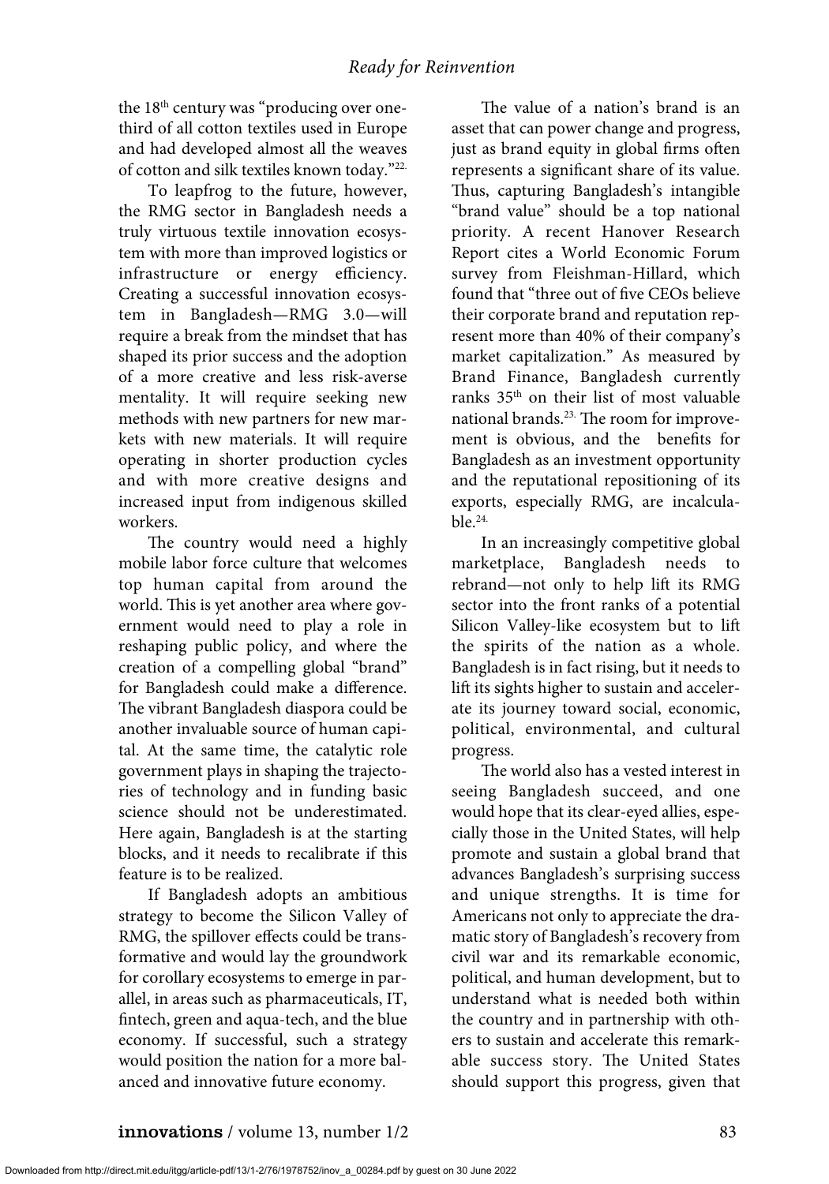the 18th century was "producing over one-third of all cotton textiles used in Europe and had developed almost all the weaves of cotton and silk textiles known today."[22]

To leapfrog to the future, however, the RMG sector in Bangladesh needs a truly virtuous textile innovation ecosystem with more than improved logistics or infrastructure or energy efficiency. Creating a successful innovation ecosystem in Bangladesh—RMG 3.0—will require a break from the mindset that has shaped its prior success and the adoption of a more creative and less risk-averse mentality. It will require seeking new methods with new partners for new markets with new materials. It will require operating in shorter production cycles and with more creative designs and increased input from indigenous skilled workers.

The country would need a highly mobile labor force culture that welcomes top human capital from around the world. This is yet another area where government would need to play a role in reshaping public policy, and where the creation of a compelling global "brand" for Bangladesh could make a difference. The vibrant Bangladesh diaspora could be another invaluable source of human capital. At the same time, the catalytic role government plays in shaping the trajectories of technology and in funding basic science should not be underestimated. Here again, Bangladesh is at the starting blocks, and it needs to recalibrate if this feature is to be realized.

If Bangladesh adopts an ambitious strategy to become the Silicon Valley of RMG, the spillover effects could be transformative and would lay the groundwork for corollary ecosystems to emerge in parallel, in areas such as pharmaceuticals, IT, fintech, green and aqua-tech, and the blue economy. If successful, such a strategy would position the nation for a more balanced and innovative future economy.

The value of a nation's brand is an asset that can power change and progress, just as brand equity in global firms often represents a significant share of its value. Thus, capturing Bangladesh's intangible "brand value" should be a top national priority. A recent Hanover Research Report cites a World Economic Forum survey from Fleishman-Hillard, which found that "three out of five CEOs believe their corporate brand and reputation represent more than 40% of their company's market capitalization." As measured by Brand Finance, Bangladesh currently ranks 35th on their list of most valuable national brands.[23] The room for improvement is obvious, and the benefits for Bangladesh as an investment opportunity and the reputational repositioning of its exports, especially RMG, are incalculable.[24]

In an increasingly competitive global marketplace, Bangladesh needs to rebrand—not only to help lift its RMG sector into the front ranks of a potential Silicon Valley-like ecosystem but to lift the spirits of the nation as a whole. Bangladesh is in fact rising, but it needs to lift its sights higher to sustain and accelerate its journey toward social, economic, political, environmental, and cultural progress.

The world also has a vested interest in seeing Bangladesh succeed, and one would hope that its clear-eyed allies, especially those in the United States, will help promote and sustain a global brand that advances Bangladesh's surprising success and unique strengths. It is time for Americans not only to appreciate the dramatic story of Bangladesh's recovery from civil war and its remarkable economic, political, and human development, but to understand what is needed both within the country and in partnership with others to sustain and accelerate this remarkable success story. The United States should support this progress, given that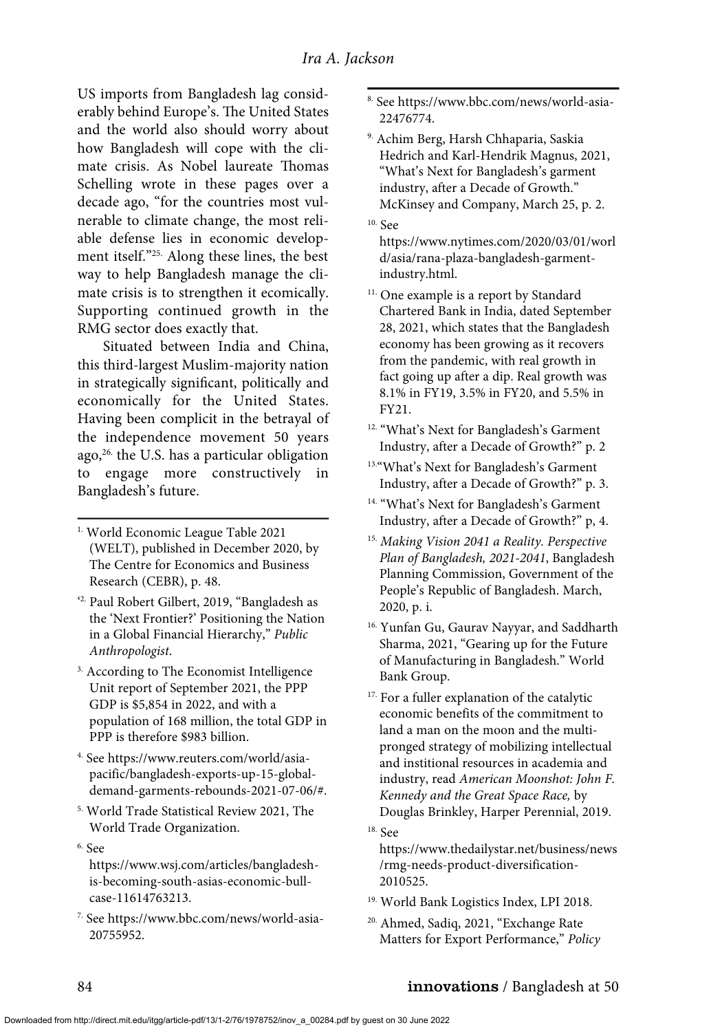US imports from Bangladesh lag considerably behind Europe's. The United States and the world also should worry about how Bangladesh will cope with the climate crisis. As Nobel laureate Thomas Schelling wrote in these pages over a decade ago, "for the countries most vulnerable to climate change, the most reliable defense lies in economic development itself."[25] Along these lines, the best way to help Bangladesh manage the climate crisis is to strengthen it ecomically. Supporting continued growth in the RMG sector does exactly that.

Situated between India and China, this third-largest Muslim-majority nation in strategically significant, politically and economically for the United States. Having been complicit in the betrayal of the independence movement 50 years ago,[26] the U.S. has a particular obligation to engage more constructively in Bangladesh's future.

---

1. World Economic League Table 2021 (WELT), published in December 2020, by The Centre for Economics and Business Research (CEBR), p. 48.
2. Paul Robert Gilbert, 2019, "Bangladesh as the 'Next Frontier?' Positioning the Nation in a Global Financial Hierarchy," *Public Anthropologist*.
3. According to The Economist Intelligence Unit report of September 2021, the PPP GDP is $5,854 in 2022, and with a population of 168 million, the total GDP in PPP is therefore $983 billion.
4. See https://www.reuters.com/world/asia-pacific/bangladesh-exports-up-15-global-demand-garments-rebounds-2021-07-06/#.
5. World Trade Statistical Review 2021, The World Trade Organization.
6. See https://www.wsj.com/articles/bangladesh-is-becoming-south-asias-economic-bull-case-11614763213.
7. See https://www.bbc.com/news/world-asia-20755952.
8. See https://www.bbc.com/news/world-asia-22476774.
9. Achim Berg, Harsh Chhaparia, Saskia Hedrich and Karl-Hendrik Magnus, 2021, "What's Next for Bangladesh's garment industry, after a Decade of Growth." McKinsey and Company, March 25, p. 2.
10. See https://www.nytimes.com/2020/03/01/world/asia/rana-plaza-bangladesh-garment-industry.html.
11. One example is a report by Standard Chartered Bank in India, dated September 28, 2021, which states that the Bangladesh economy has been growing as it recovers from the pandemic, with real growth in fact going up after a dip. Real growth was 8.1% in FY19, 3.5% in FY20, and 5.5% in FY21.
12. "What's Next for Bangladesh's Garment Industry, after a Decade of Growth?" p. 2
13. "What's Next for Bangladesh's Garment Industry, after a Decade of Growth?" p. 3.
14. "What's Next for Bangladesh's Garment Industry, after a Decade of Growth?" p, 4.
15. *Making Vision 2041 a Reality. Perspective Plan of Bangladesh, 2021-2041*, Bangladesh Planning Commission, Government of the People's Republic of Bangladesh. March, 2020, p. i.
16. Yunfan Gu, Gaurav Nayyar, and Saddharth Sharma, 2021, "Gearing up for the Future of Manufacturing in Bangladesh." World Bank Group.
17. For a fuller explanation of the catalytic economic benefits of the commitment to land a man on the moon and the multi-pronged strategy of mobilizing intellectual and institional resources in academia and industry, read *American Moonshot: John F. Kennedy and the Great Space Race,* by Douglas Brinkley, Harper Perennial, 2019.
18. See https://www.thedailystar.net/business/news/rmg-needs-product-diversification-2010525.
19. World Bank Logistics Index, LPI 2018.
20. Ahmed, Sadiq, 2021, "Exchange Rate Matters for Export Performance," *Policy*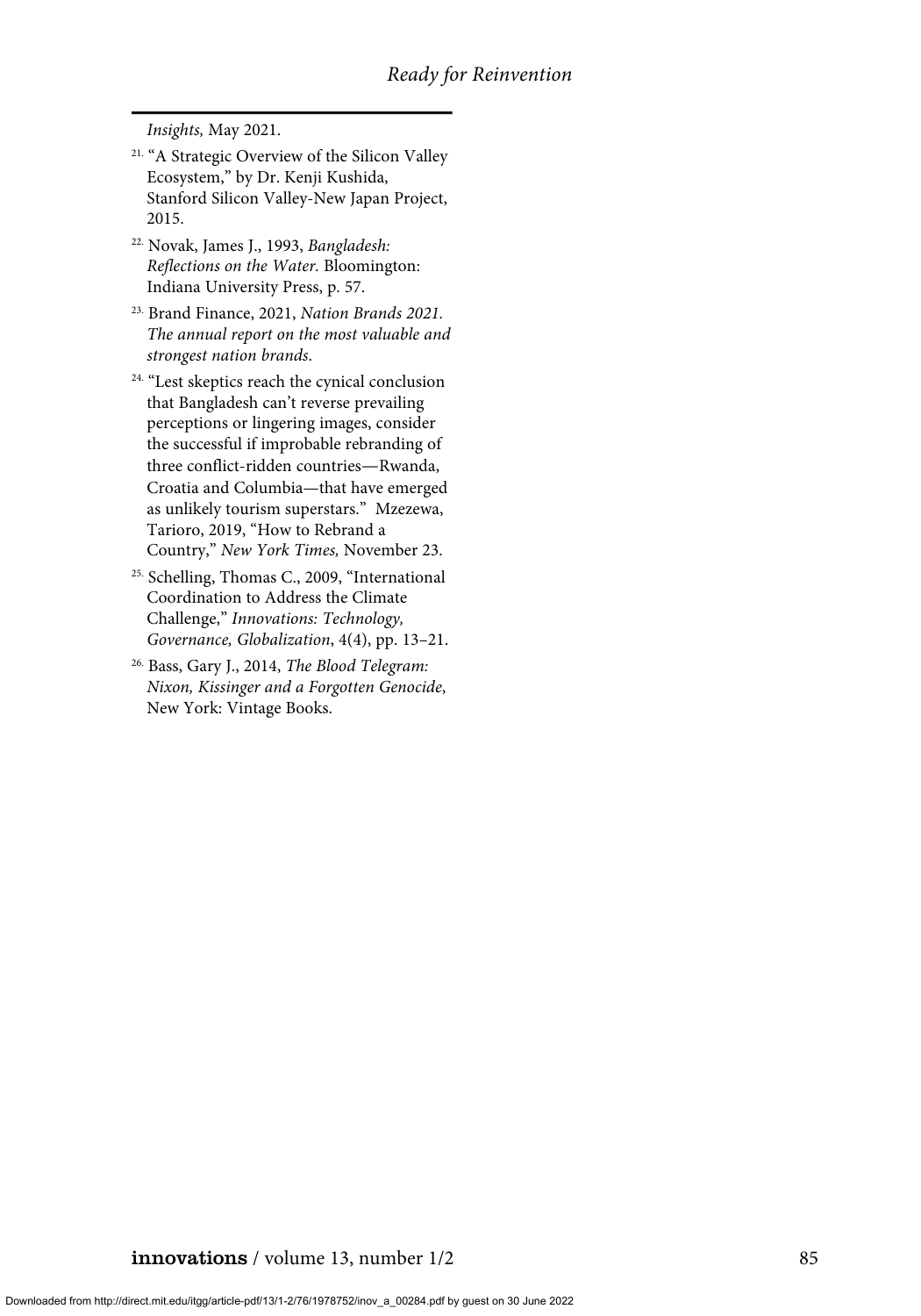*Insights,* May 2021.

[21] "A Strategic Overview of the Silicon Valley Ecosystem," by Dr. Kenji Kushida, Stanford Silicon Valley-New Japan Project, 2015.

[22] Novak, James J., 1993, *Bangladesh: Reflections on the Water.* Bloomington: Indiana University Press, p. 57.

[23] Brand Finance, 2021, *Nation Brands 2021. The annual report on the most valuable and strongest nation brands*.

[24] "Lest skeptics reach the cynical conclusion that Bangladesh can't reverse prevailing perceptions or lingering images, consider the successful if improbable rebranding of three conflict-ridden countries—Rwanda, Croatia and Columbia—that have emerged as unlikely tourism superstars." Mzezewa, Tarioro, 2019, "How to Rebrand a Country," *New York Times,* November 23.

[25] Schelling, Thomas C., 2009, "International Coordination to Address the Climate Challenge," *Innovations: Technology, Governance, Globalization*, 4(4), pp. 13–21.

[26] Bass, Gary J., 2014, *The Blood Telegram: Nixon, Kissinger and a Forgotten Genocide*, New York: Vintage Books.